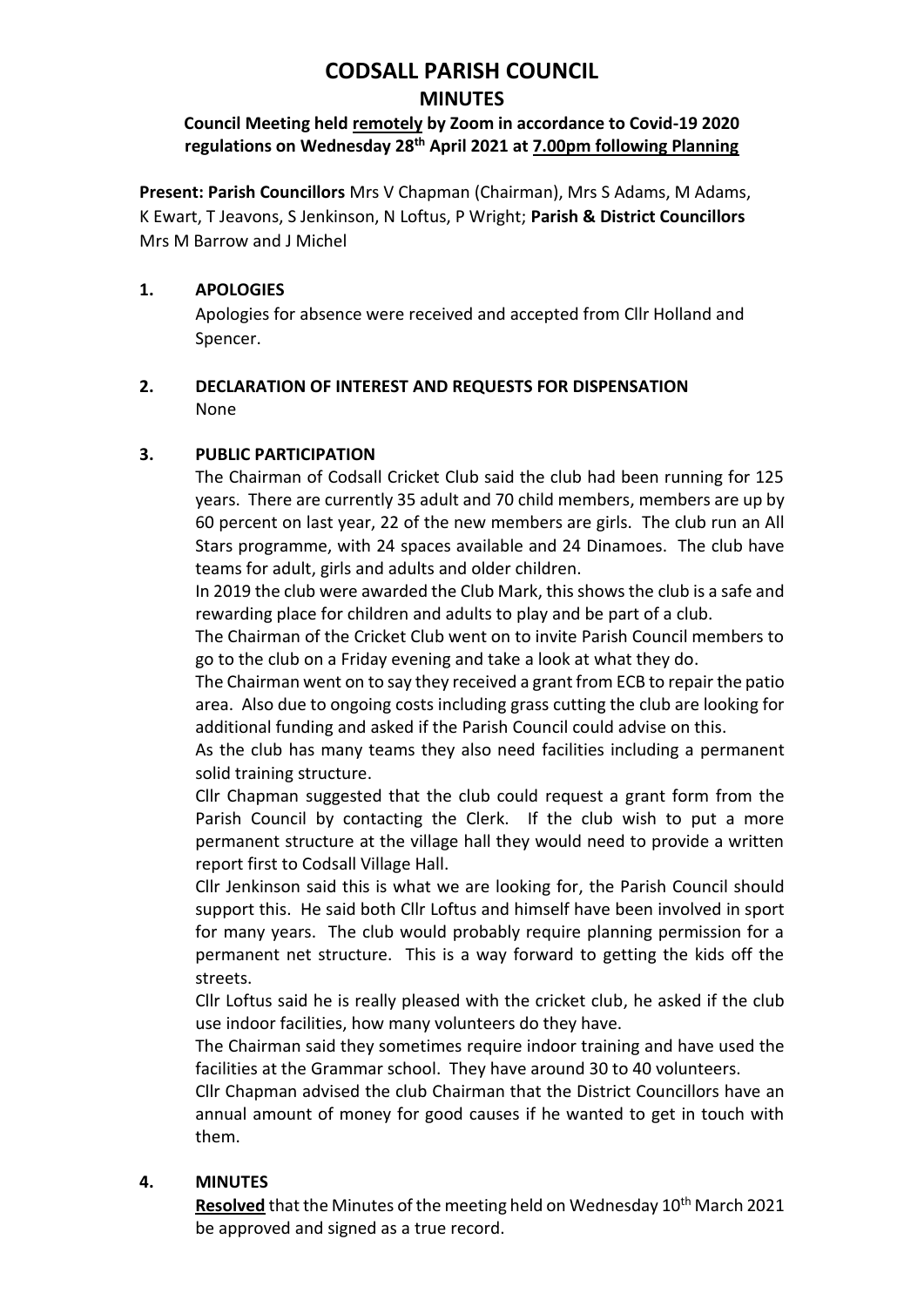# CODSALL PARISH COUNCIL

## MINUTES

**Council Meeting held remotely by Zoom in accordance to Covid-19 2020 regulations on Wednesday 28th April 2021 at 7.00pm following Planning**

**Present: Parish Councillors** Mrs V Chapman (Chairman), Mrs S Adams, M Adams, K Ewart, T Jeavons, S Jenkinson, N Loftus, P Wright; **Parish & District Councillors** Mrs M Barrow and J Michel

**1. APOLOGIES**

Apologies for absence were received and accepted from Cllr Holland and Spencer.

**2. DECLARATION OF INTEREST AND REQUESTS FOR DISPENSATION**

None

**3. PUBLIC PARTICIPATION**

The Chairman of Codsall Cricket Club said the club had been running for 125 years. There are currently 35 adult and 70 child members, members are up by 60 percent on last year, 22 of the new members are girls. The club run an All Stars programme, with 24 spaces available and 24 Dinamoes. The club have teams for adult, girls and adults and older children.

In 2019 the club were awarded the Club Mark, this shows the club is a safe and rewarding place for children and adults to play and be part of a club.

The Chairman of the Cricket Club went on to invite Parish Council members to go to the club on a Friday evening and take a look at what they do.

The Chairman went on to say they received a grant from ECB to repair the patio area. Also due to ongoing costs including grass cutting the club are looking for additional funding and asked if the Parish Council could advise on this.

As the club has many teams they also need facilities including a permanent solid training structure.

Cllr Chapman suggested that the club could request a grant form from the Parish Council by contacting the Clerk. If the club wish to put a more permanent structure at the village hall they would need to provide a written report first to Codsall Village Hall.

Cllr Jenkinson said this is what we are looking for, the Parish Council should support this. He said both Cllr Loftus and himself have been involved in sport for many years. The club would probably require planning permission for a permanent net structure. This is a way forward to getting the kids off the streets.

Cllr Loftus said he is really pleased with the cricket club, he asked if the club use indoor facilities, how many volunteers do they have.

The Chairman said they sometimes require indoor training and have used the facilities at the Grammar school. They have around 30 to 40 volunteers.

Cllr Chapman advised the club Chairman that the District Councillors have an annual amount of money for good causes if he wanted to get in touch with them.

**4. MINUTES**

**Resolved** that the Minutes of the meeting held on Wednesday 10th March 2021 be approved and signed as a true record.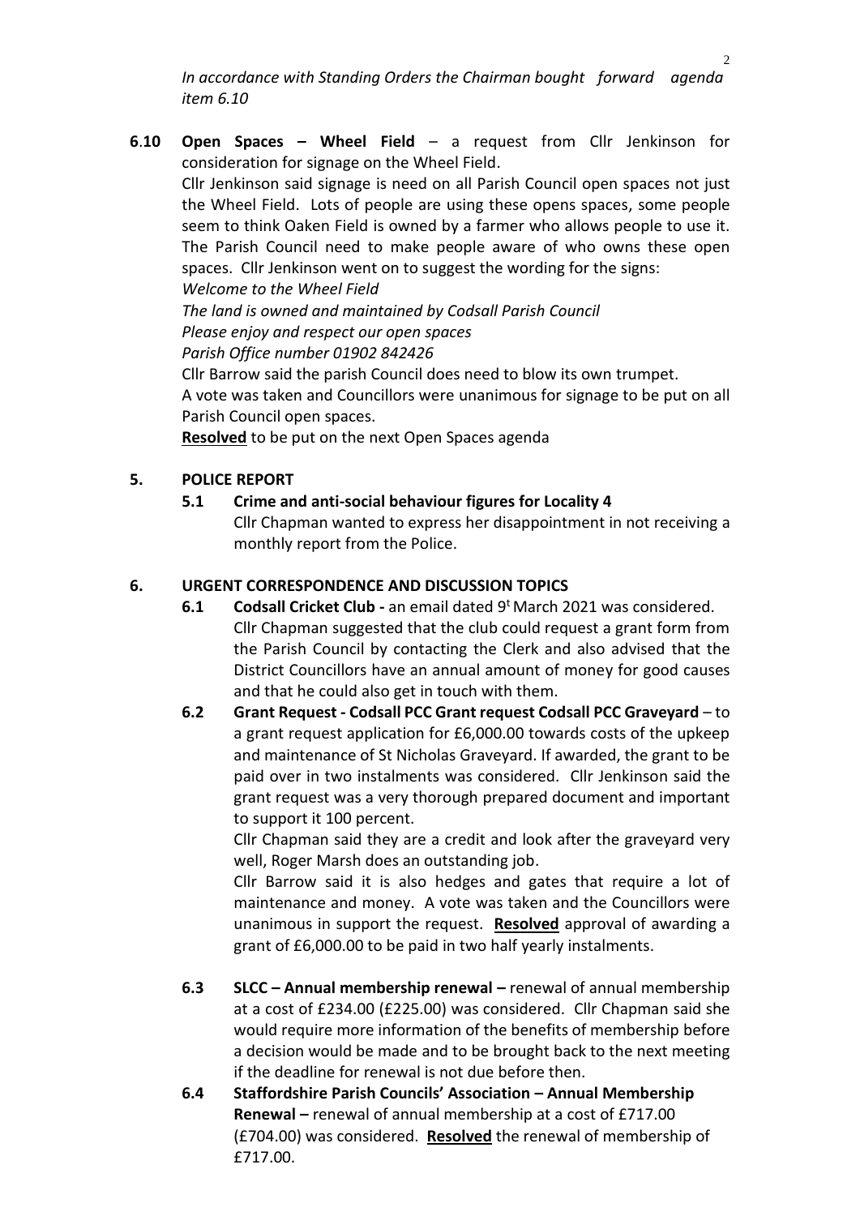*In accordance with Standing Orders the Chairman bought forward agenda item 6.10*

**6.10 Open Spaces – Wheel Field** – a request from Cllr Jenkinson for consideration for signage on the Wheel Field.

Cllr Jenkinson said signage is need on all Parish Council open spaces not just the Wheel Field. Lots of people are using these opens spaces, some people seem to think Oaken Field is owned by a farmer who allows people to use it. The Parish Council need to make people aware of who owns these open spaces. Cllr Jenkinson went on to suggest the wording for the signs:

*Welcome to the Wheel Field*

*The land is owned and maintained by Codsall Parish Council*

*Please enjoy and respect our open spaces*

*Parish Office number 01902 842426*

Cllr Barrow said the parish Council does need to blow its own trumpet.

A vote was taken and Councillors were unanimous for signage to be put on all Parish Council open spaces.

**Resolved** to be put on the next Open Spaces agenda

## 5. POLICE REPORT

**5.1 Crime and anti-social behaviour figures for Locality 4**

Cllr Chapman wanted to express her disappointment in not receiving a monthly report from the Police.

## 6. URGENT CORRESPONDENCE AND DISCUSSION TOPICS

**6.1 Codsall Cricket Club -** an email dated 9[t] March 2021 was considered. Cllr Chapman suggested that the club could request a grant form from the Parish Council by contacting the Clerk and also advised that the District Councillors have an annual amount of money for good causes and that he could also get in touch with them.

**6.2 Grant Request - Codsall PCC Grant request Codsall PCC Graveyard** – to a grant request application for £6,000.00 towards costs of the upkeep and maintenance of St Nicholas Graveyard. If awarded, the grant to be paid over in two instalments was considered. Cllr Jenkinson said the grant request was a very thorough prepared document and important to support it 100 percent.

Cllr Chapman said they are a credit and look after the graveyard very well, Roger Marsh does an outstanding job.

Cllr Barrow said it is also hedges and gates that require a lot of maintenance and money. A vote was taken and the Councillors were unanimous in support the request. **Resolved** approval of awarding a grant of £6,000.00 to be paid in two half yearly instalments.

**6.3 SLCC – Annual membership renewal –** renewal of annual membership at a cost of £234.00 (£225.00) was considered. Cllr Chapman said she would require more information of the benefits of membership before a decision would be made and to be brought back to the next meeting if the deadline for renewal is not due before then.

**6.4 Staffordshire Parish Councils' Association – Annual Membership Renewal –** renewal of annual membership at a cost of £717.00 (£704.00) was considered. **Resolved** the renewal of membership of £717.00.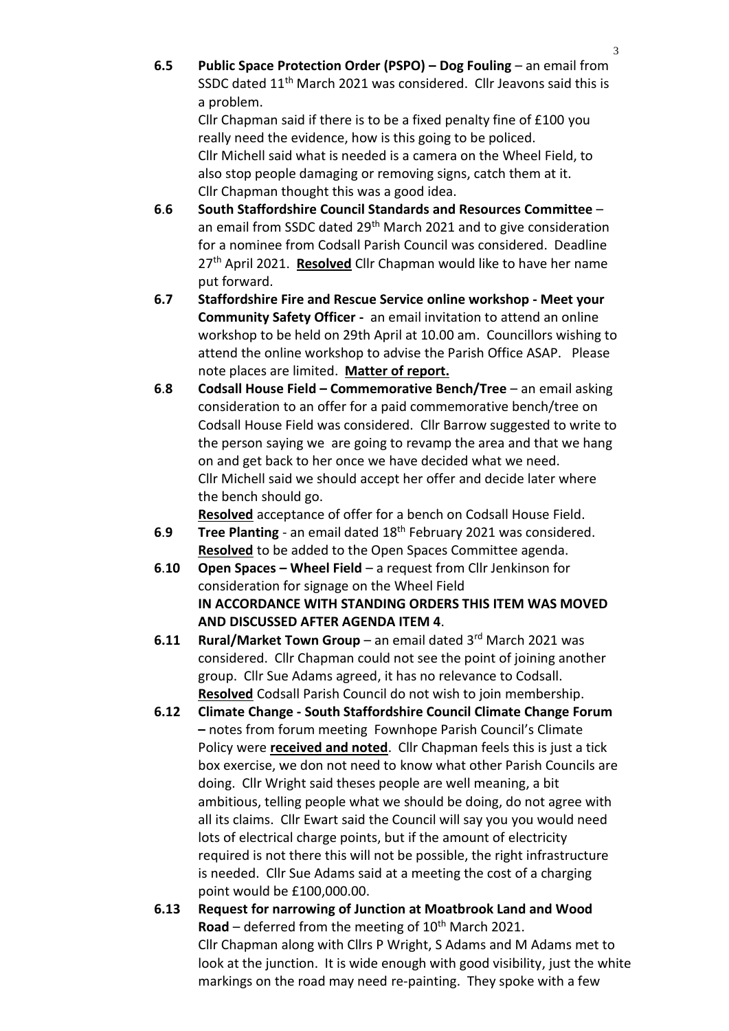**6.5 Public Space Protection Order (PSPO) – Dog Fouling** – an email from SSDC dated 11th March 2021 was considered. Cllr Jeavons said this is a problem.
Cllr Chapman said if there is to be a fixed penalty fine of £100 you really need the evidence, how is this going to be policed.
Cllr Michell said what is needed is a camera on the Wheel Field, to also stop people damaging or removing signs, catch them at it.
Cllr Chapman thought this was a good idea.

**6.6 South Staffordshire Council Standards and Resources Committee** – an email from SSDC dated 29th March 2021 and to give consideration for a nominee from Codsall Parish Council was considered. Deadline 27th April 2021. **Resolved** Cllr Chapman would like to have her name put forward.

**6.7 Staffordshire Fire and Rescue Service online workshop - Meet your Community Safety Officer -** an email invitation to attend an online workshop to be held on 29th April at 10.00 am. Councillors wishing to attend the online workshop to advise the Parish Office ASAP. Please note places are limited. **Matter of report.**

**6.8 Codsall House Field – Commemorative Bench/Tree** – an email asking consideration to an offer for a paid commemorative bench/tree on Codsall House Field was considered. Cllr Barrow suggested to write to the person saying we are going to revamp the area and that we hang on and get back to her once we have decided what we need.
Cllr Michell said we should accept her offer and decide later where the bench should go.
**Resolved** acceptance of offer for a bench on Codsall House Field.

**6.9 Tree Planting** - an email dated 18th February 2021 was considered. **Resolved** to be added to the Open Spaces Committee agenda.

**6.10 Open Spaces – Wheel Field** – a request from Cllr Jenkinson for consideration for signage on the Wheel Field
**IN ACCORDANCE WITH STANDING ORDERS THIS ITEM WAS MOVED AND DISCUSSED AFTER AGENDA ITEM 4**.

**6.11 Rural/Market Town Group** – an email dated 3rd March 2021 was considered. Cllr Chapman could not see the point of joining another group. Cllr Sue Adams agreed, it has no relevance to Codsall. **Resolved** Codsall Parish Council do not wish to join membership.

**6.12 Climate Change - South Staffordshire Council Climate Change Forum –** notes from forum meeting Fownhope Parish Council's Climate Policy were **received and noted**. Cllr Chapman feels this is just a tick box exercise, we don not need to know what other Parish Councils are doing. Cllr Wright said theses people are well meaning, a bit ambitious, telling people what we should be doing, do not agree with all its claims. Cllr Ewart said the Council will say you you would need lots of electrical charge points, but if the amount of electricity required is not there this will not be possible, the right infrastructure is needed. Cllr Sue Adams said at a meeting the cost of a charging point would be £100,000.00.

**6.13 Request for narrowing of Junction at Moatbrook Land and Wood Road** – deferred from the meeting of 10th March 2021.
Cllr Chapman along with Cllrs P Wright, S Adams and M Adams met to look at the junction. It is wide enough with good visibility, just the white markings on the road may need re-painting. They spoke with a few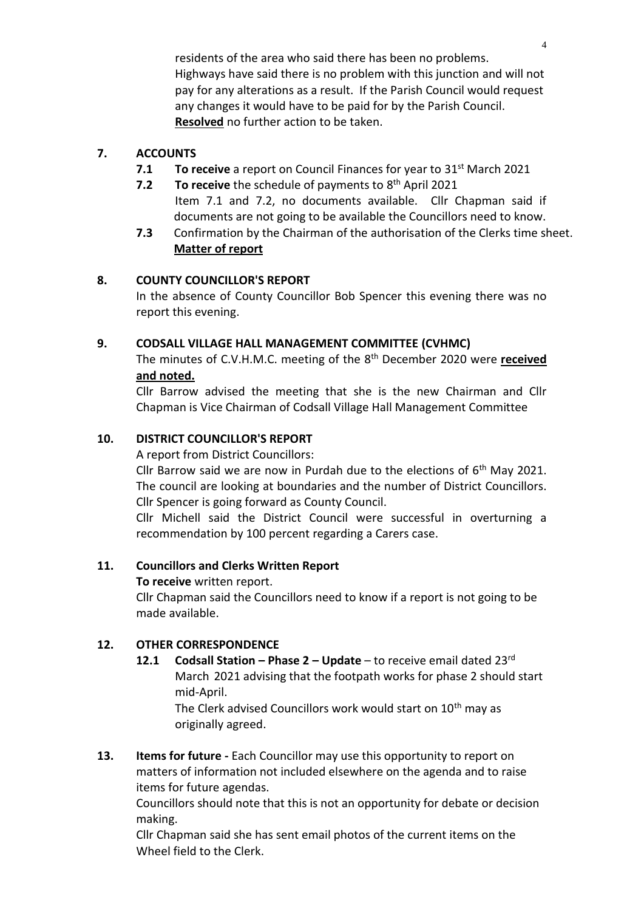residents of the area who said there has been no problems. Highways have said there is no problem with this junction and will not pay for any alterations as a result. If the Parish Council would request any changes it would have to be paid for by the Parish Council. **Resolved** no further action to be taken.

## 7. ACCOUNTS

- **7.1** **To receive** a report on Council Finances for year to 31st March 2021
- **7.2** **To receive** the schedule of payments to 8th April 2021
  Item 7.1 and 7.2, no documents available. Cllr Chapman said if documents are not going to be available the Councillors need to know.
- **7.3** Confirmation by the Chairman of the authorisation of the Clerks time sheet.
  **Matter of report**

## 8. COUNTY COUNCILLOR'S REPORT

In the absence of County Councillor Bob Spencer this evening there was no report this evening.

## 9. CODSALL VILLAGE HALL MANAGEMENT COMMITTEE (CVHMC)

The minutes of C.V.H.M.C. meeting of the 8th December 2020 were **received and noted.**

Cllr Barrow advised the meeting that she is the new Chairman and Cllr Chapman is Vice Chairman of Codsall Village Hall Management Committee

## 10. DISTRICT COUNCILLOR'S REPORT

A report from District Councillors:

Cllr Barrow said we are now in Purdah due to the elections of 6th May 2021. The council are looking at boundaries and the number of District Councillors. Cllr Spencer is going forward as County Council.

Cllr Michell said the District Council were successful in overturning a recommendation by 100 percent regarding a Carers case.

## 11. Councillors and Clerks Written Report

**To receive** written report.

Cllr Chapman said the Councillors need to know if a report is not going to be made available.

## 12. OTHER CORRESPONDENCE

- **12.1** **Codsall Station – Phase 2 – Update** – to receive email dated 23rd March 2021 advising that the footpath works for phase 2 should start mid-April.
  The Clerk advised Councillors work would start on 10th may as originally agreed.

## 13. Items for future

**Items for future -** Each Councillor may use this opportunity to report on matters of information not included elsewhere on the agenda and to raise items for future agendas.

Councillors should note that this is not an opportunity for debate or decision making.

Cllr Chapman said she has sent email photos of the current items on the Wheel field to the Clerk.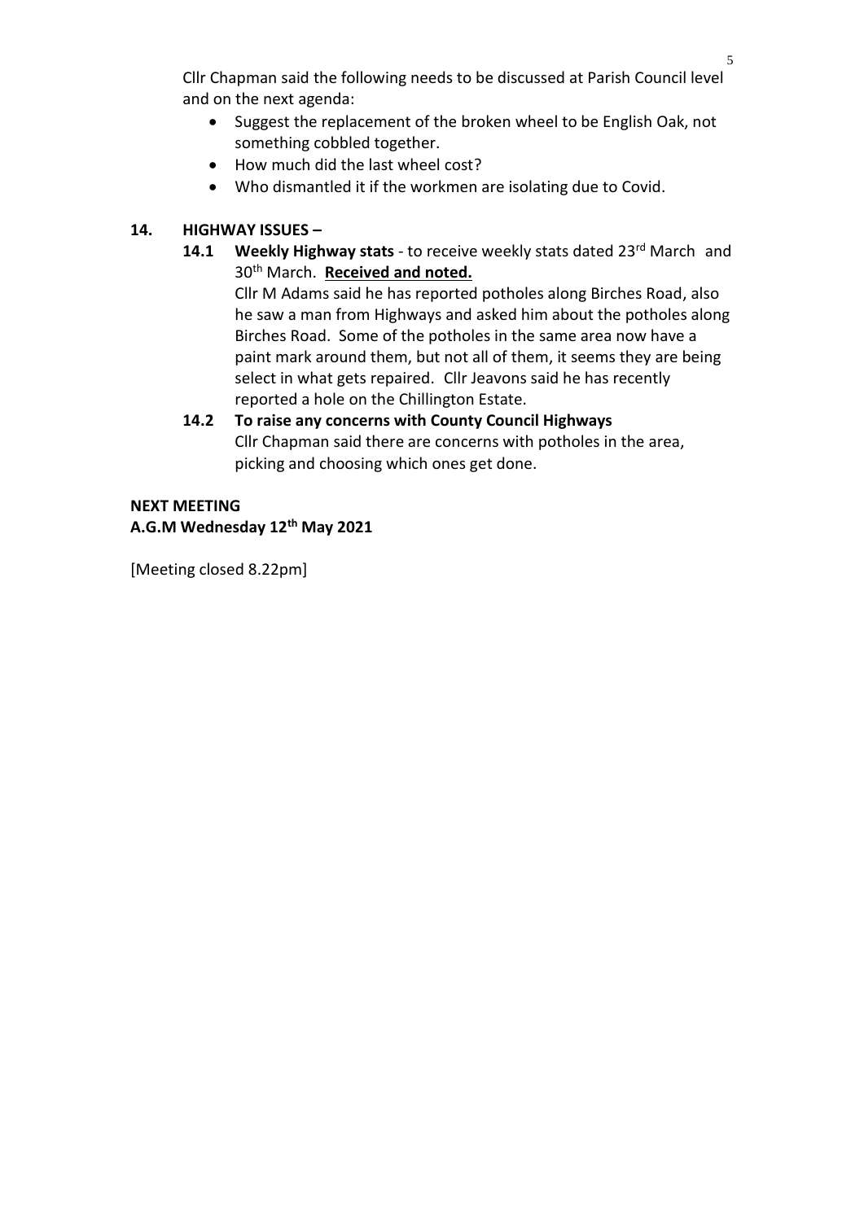Cllr Chapman said the following needs to be discussed at Parish Council level and on the next agenda:

- Suggest the replacement of the broken wheel to be English Oak, not something cobbled together.
- How much did the last wheel cost?
- Who dismantled it if the workmen are isolating due to Covid.

**14. HIGHWAY ISSUES –**

**14.1 Weekly Highway stats** - to receive weekly stats dated 23rd March and 30th March. **Received and noted.**

Cllr M Adams said he has reported potholes along Birches Road, also he saw a man from Highways and asked him about the potholes along Birches Road. Some of the potholes in the same area now have a paint mark around them, but not all of them, it seems they are being select in what gets repaired. Cllr Jeavons said he has recently reported a hole on the Chillington Estate.

**14.2 To raise any concerns with County Council Highways**

Cllr Chapman said there are concerns with potholes in the area, picking and choosing which ones get done.

**NEXT MEETING**

**A.G.M Wednesday 12th May 2021**

[Meeting closed 8.22pm]